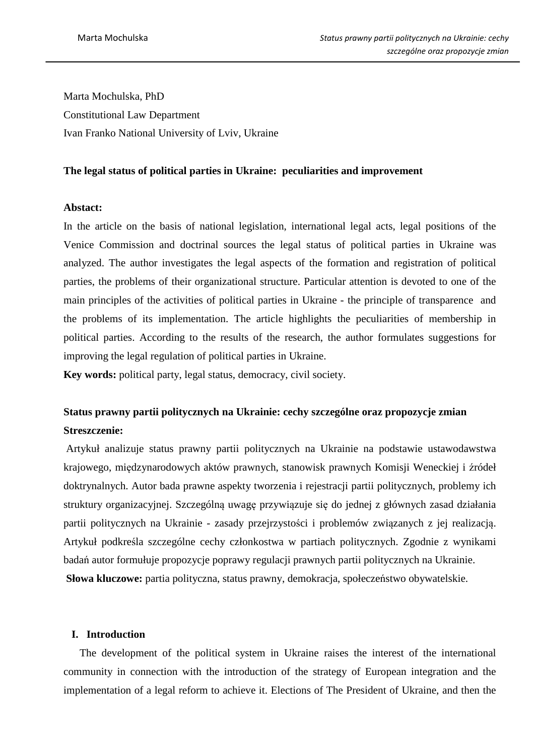Marta Mochulska, PhD

Constitutional Law Department

Ivan Franko National University of Lviv, Ukraine

## The legal status of political parties in Ukraine: peculiarities and improvement

**Abstact:**

In the article on the basis of national legislation, international legal acts, legal positions of the Venice Commission and doctrinal sources the legal status of political parties in Ukraine was analyzed. The author investigates the legal aspects of the formation and registration of political parties, the problems of their organizational structure. Particular attention is devoted to one of the main principles of the activities of political parties in Ukraine - the principle of transparence and the problems of its implementation. The article highlights the peculiarities of membership in political parties. According to the results of the research, the author formulates suggestions for improving the legal regulation of political parties in Ukraine.

**Key words:** political party, legal status, democracy, civil society.

## Status prawny partii politycznych na Ukrainie: cechy szczególne oraz propozycje zmian

**Streszczenie:**

Artykuł analizuje status prawny partii politycznych na Ukrainie na podstawie ustawodawstwa krajowego, międzynarodowych aktów prawnych, stanowisk prawnych Komisji Weneckiej i źródeł doktrynalnych. Autor bada prawne aspekty tworzenia i rejestracji partii politycznych, problemy ich struktury organizacyjnej. Szczególną uwagę przywiązuje się do jednej z głównych zasad działania partii politycznych na Ukrainie - zasady przejrzystości i problemów związanych z jej realizacją. Artykuł podkreśla szczególne cechy członkostwa w partiach politycznych. Zgodnie z wynikami badań autor formułuje propozycje poprawy regulacji prawnych partii politycznych na Ukrainie.

**Słowa kluczowe:** partia polityczna, status prawny, demokracja, społeczeństwo obywatelskie.

### I. Introduction

The development of the political system in Ukraine raises the interest of the international community in connection with the introduction of the strategy of European integration and the implementation of a legal reform to achieve it. Elections of The President of Ukraine, and then the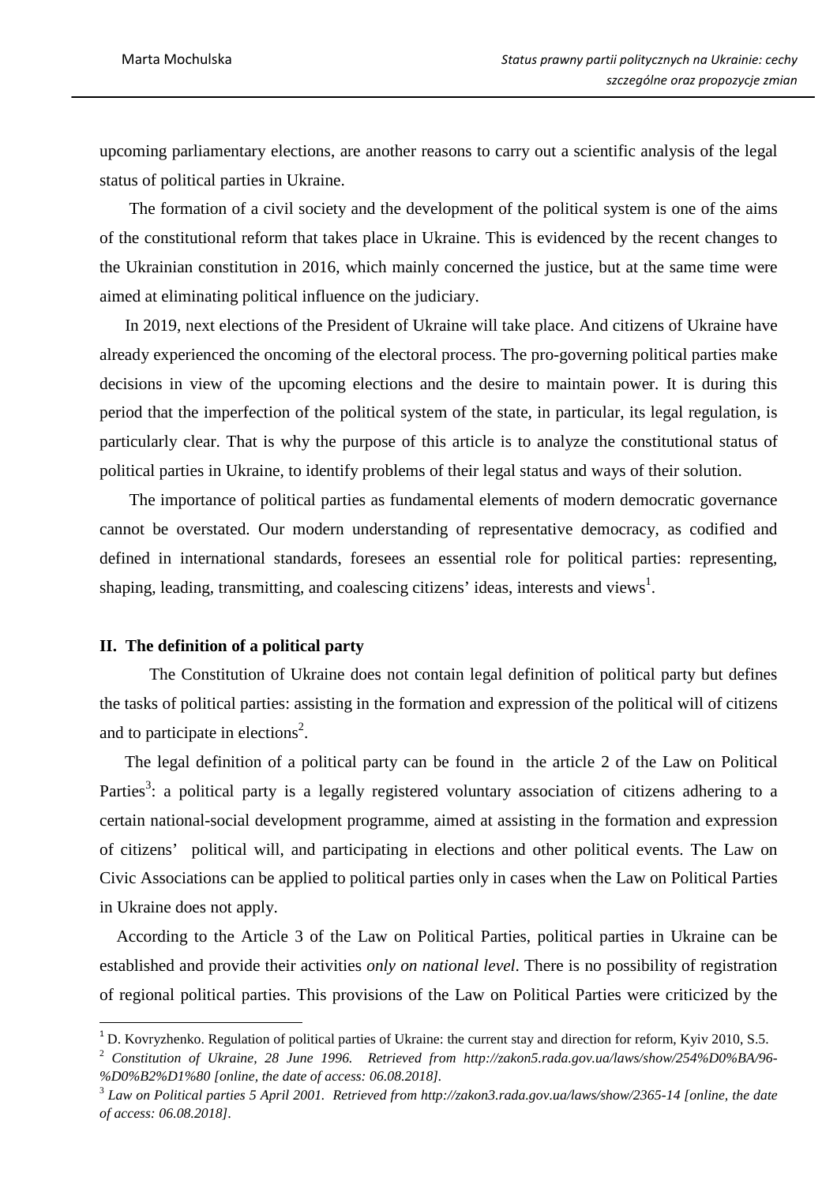upcoming parliamentary elections, are another reasons to carry out a scientific analysis of the legal status of political parties in Ukraine.

The formation of a civil society and the development of the political system is one of the aims of the constitutional reform that takes place in Ukraine. This is evidenced by the recent changes to the Ukrainian constitution in 2016, which mainly concerned the justice, but at the same time were aimed at eliminating political influence on the judiciary.

In 2019, next elections of the President of Ukraine will take place. And citizens of Ukraine have already experienced the oncoming of the electoral process. The pro-governing political parties make decisions in view of the upcoming elections and the desire to maintain power. It is during this period that the imperfection of the political system of the state, in particular, its legal regulation, is particularly clear. That is why the purpose of this article is to analyze the constitutional status of political parties in Ukraine, to identify problems of their legal status and ways of their solution.

The importance of political parties as fundamental elements of modern democratic governance cannot be overstated. Our modern understanding of representative democracy, as codified and defined in international standards, foresees an essential role for political parties: representing, shaping, leading, transmitting, and coalescing citizens' ideas, interests and views[1].

## II. The definition of a political party

The Constitution of Ukraine does not contain legal definition of political party but defines the tasks of political parties: assisting in the formation and expression of the political will of citizens and to participate in elections[2].

The legal definition of a political party can be found in the article 2 of the Law on Political Parties[3]: a political party is a legally registered voluntary association of citizens adhering to a certain national-social development programme, aimed at assisting in the formation and expression of citizens' political will, and participating in elections and other political events. The Law on Civic Associations can be applied to political parties only in cases when the Law on Political Parties in Ukraine does not apply.

According to the Article 3 of the Law on Political Parties, political parties in Ukraine can be established and provide their activities *only on national level*. There is no possibility of registration of regional political parties. This provisions of the Law on Political Parties were criticized by the

---

[1] D. Kovryzhenko. Regulation of political parties of Ukraine: the current stay and direction for reform, Kyiv 2010, S.5.

[2] *Constitution of Ukraine, 28 June 1996. Retrieved from http://zakon5.rada.gov.ua/laws/show/254%D0%BA/96-%D0%B2%D1%80 [online, the date of access: 06.08.2018].*

[3] *Law on Political parties 5 April 2001. Retrieved from http://zakon3.rada.gov.ua/laws/show/2365-14 [online, the date of access: 06.08.2018].*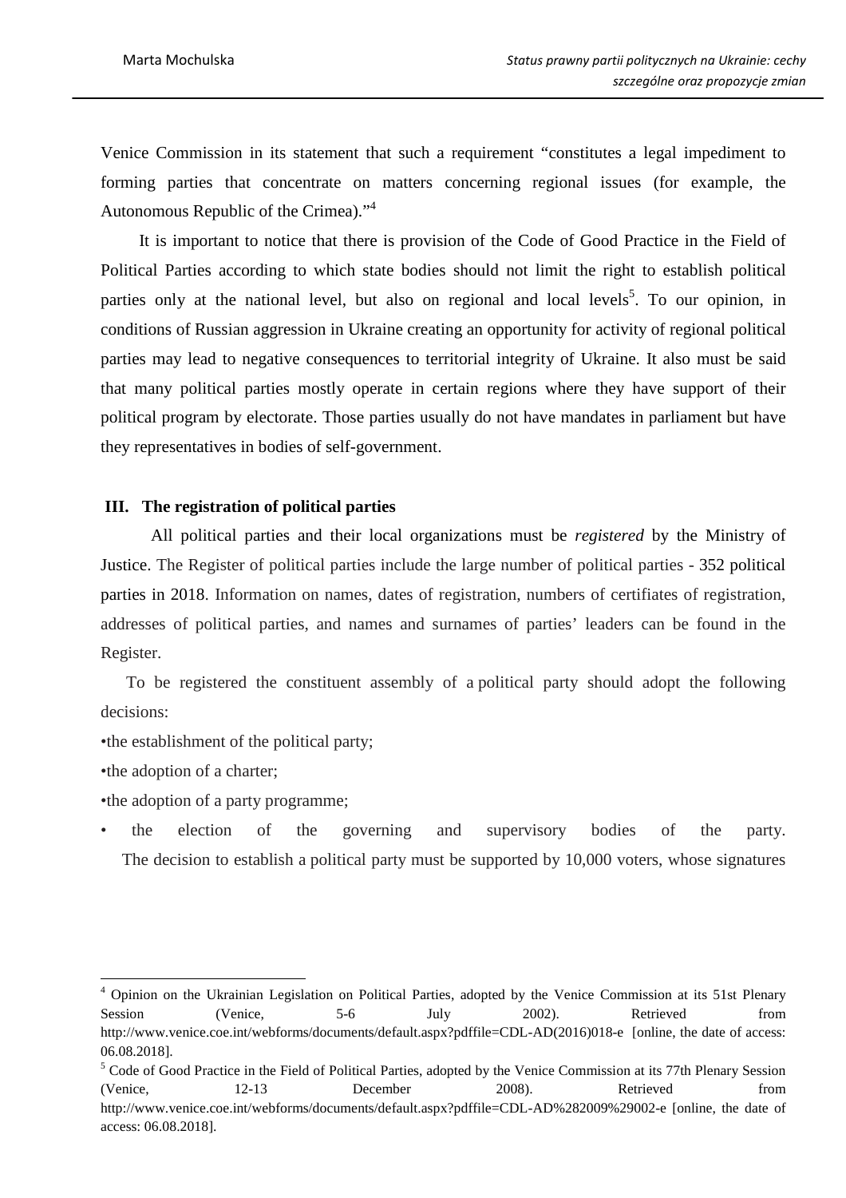Venice Commission in its statement that such a requirement “constitutes a legal impediment to forming parties that concentrate on matters concerning regional issues (for example, the Autonomous Republic of the Crimea).”[4]

It is important to notice that there is provision of the Code of Good Practice in the Field of Political Parties according to which state bodies should not limit the right to establish political parties only at the national level, but also on regional and local levels[5]. To our opinion, in conditions of Russian aggression in Ukraine creating an opportunity for activity of regional political parties may lead to negative consequences to territorial integrity of Ukraine. It also must be said that many political parties mostly operate in certain regions where they have support of their political program by electorate. Those parties usually do not have mandates in parliament but have they representatives in bodies of self-government.

## III. The registration of political parties

All political parties and their local organizations must be *registered* by the Ministry of Justice. The Register of political parties include the large number of political parties - 352 political parties in 2018. Information on names, dates of registration, numbers of certifiates of registration, addresses of political parties, and names and surnames of parties’ leaders can be found in the Register.

To be registered the constituent assembly of a political party should adopt the following decisions:

•the establishment of the political party;

•the adoption of a charter;

•the adoption of a party programme;

• the election of the governing and supervisory bodies of the party.

The decision to establish a political party must be supported by 10,000 voters, whose signatures

---

[4] Opinion on the Ukrainian Legislation on Political Parties, adopted by the Venice Commission at its 51st Plenary Session (Venice, 5-6 July 2002). Retrieved from http://www.venice.coe.int/webforms/documents/default.aspx?pdffile=CDL-AD(2016)018-e [online, the date of access: 06.08.2018].

[5] Code of Good Practice in the Field of Political Parties, adopted by the Venice Commission at its 77th Plenary Session (Venice, 12-13 December 2008). Retrieved from http://www.venice.coe.int/webforms/documents/default.aspx?pdffile=CDL-AD%282009%29002-e [online, the date of access: 06.08.2018].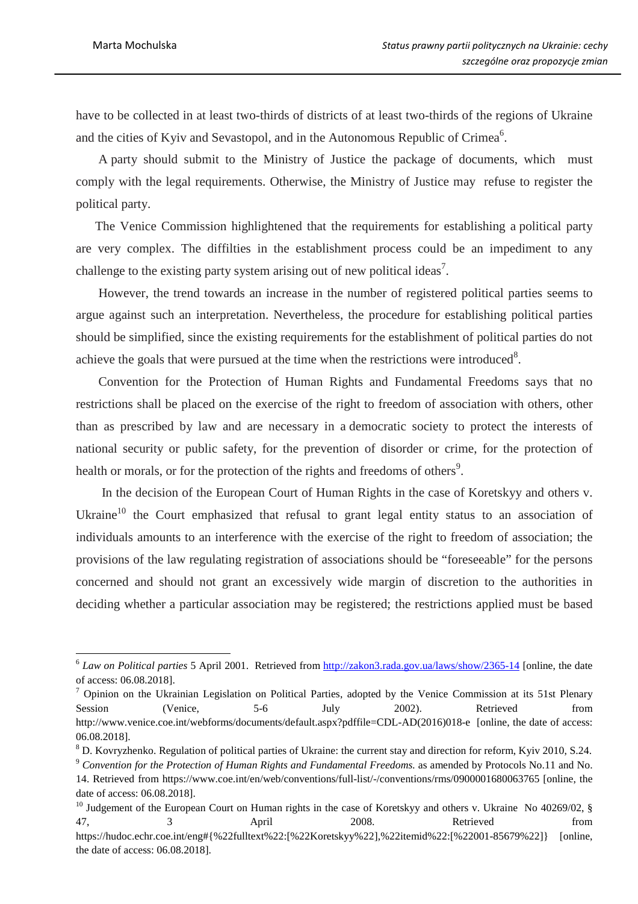have to be collected in at least two-thirds of districts of at least two-thirds of the regions of Ukraine and the cities of Kyiv and Sevastopol, and in the Autonomous Republic of Crimea[6].

A party should submit to the Ministry of Justice the package of documents, which must comply with the legal requirements. Otherwise, the Ministry of Justice may refuse to register the political party.

The Venice Commission highlightened that the requirements for establishing a political party are very complex. The diffilties in the establishment process could be an impediment to any challenge to the existing party system arising out of new political ideas[7].

However, the trend towards an increase in the number of registered political parties seems to argue against such an interpretation. Nevertheless, the procedure for establishing political parties should be simplified, since the existing requirements for the establishment of political parties do not achieve the goals that were pursued at the time when the restrictions were introduced[8].

Convention for the Protection of Human Rights and Fundamental Freedoms says that no restrictions shall be placed on the exercise of the right to freedom of association with others, other than as prescribed by law and are necessary in a democratic society to protect the interests of national security or public safety, for the prevention of disorder or crime, for the protection of health or morals, or for the protection of the rights and freedoms of others[9].

In the decision of the European Court of Human Rights in the case of Koretskyy and others v. Ukraine[10] the Court emphasized that refusal to grant legal entity status to an association of individuals amounts to an interference with the exercise of the right to freedom of association; the provisions of the law regulating registration of associations should be "foreseeable" for the persons concerned and should not grant an excessively wide margin of discretion to the authorities in deciding whether a particular association may be registered; the restrictions applied must be based

---

[6] *Law on Political parties* 5 April 2001. Retrieved from http://zakon3.rada.gov.ua/laws/show/2365-14 [online, the date of access: 06.08.2018].

[7] Opinion on the Ukrainian Legislation on Political Parties, adopted by the Venice Commission at its 51st Plenary Session (Venice, 5-6 July 2002). Retrieved from http://www.venice.coe.int/webforms/documents/default.aspx?pdffile=CDL-AD(2016)018-e [online, the date of access: 06.08.2018].

[8] D. Kovryzhenko. Regulation of political parties of Ukraine: the current stay and direction for reform, Kyiv 2010, S.24.

[9] *Convention for the Protection of Human Rights and Fundamental Freedoms.* as amended by Protocols No.11 and No. 14. Retrieved from https://www.coe.int/en/web/conventions/full-list/-/conventions/rms/0900001680063765 [online, the date of access: 06.08.2018].

[10] Judgement of the European Court on Human rights in the case of Koretskyy and others v. Ukraine No 40269/02, § 47, 3 April 2008. Retrieved from https://hudoc.echr.coe.int/eng#{%22fulltext%22:[%22Koretskyy%22],%22itemid%22:[%22001-85679%22]} [online, the date of access: 06.08.2018].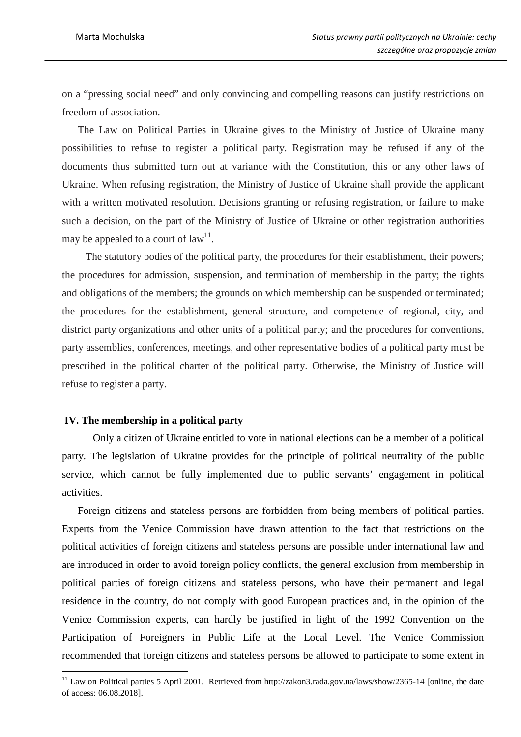on a "pressing social need" and only convincing and compelling reasons can justify restrictions on freedom of association.

The Law on Political Parties in Ukraine gives to the Ministry of Justice of Ukraine many possibilities to refuse to register a political party. Registration may be refused if any of the documents thus submitted turn out at variance with the Constitution, this or any other laws of Ukraine. When refusing registration, the Ministry of Justice of Ukraine shall provide the applicant with a written motivated resolution. Decisions granting or refusing registration, or failure to make such a decision, on the part of the Ministry of Justice of Ukraine or other registration authorities may be appealed to a court of law[11].

The statutory bodies of the political party, the procedures for their establishment, their powers; the procedures for admission, suspension, and termination of membership in the party; the rights and obligations of the members; the grounds on which membership can be suspended or terminated; the procedures for the establishment, general structure, and competence of regional, city, and district party organizations and other units of a political party; and the procedures for conventions, party assemblies, conferences, meetings, and other representative bodies of a political party must be prescribed in the political charter of the political party. Otherwise, the Ministry of Justice will refuse to register a party.

## IV. The membership in a political party

Only a citizen of Ukraine entitled to vote in national elections can be a member of a political party. The legislation of Ukraine provides for the principle of political neutrality of the public service, which cannot be fully implemented due to public servants' engagement in political activities.

Foreign citizens and stateless persons are forbidden from being members of political parties. Experts from the Venice Commission have drawn attention to the fact that restrictions on the political activities of foreign citizens and stateless persons are possible under international law and are introduced in order to avoid foreign policy conflicts, the general exclusion from membership in political parties of foreign citizens and stateless persons, who have their permanent and legal residence in the country, do not comply with good European practices and, in the opinion of the Venice Commission experts, can hardly be justified in light of the 1992 Convention on the Participation of Foreigners in Public Life at the Local Level. The Venice Commission recommended that foreign citizens and stateless persons be allowed to participate to some extent in

---

[11] Law on Political parties 5 April 2001. Retrieved from http://zakon3.rada.gov.ua/laws/show/2365-14 [online, the date of access: 06.08.2018].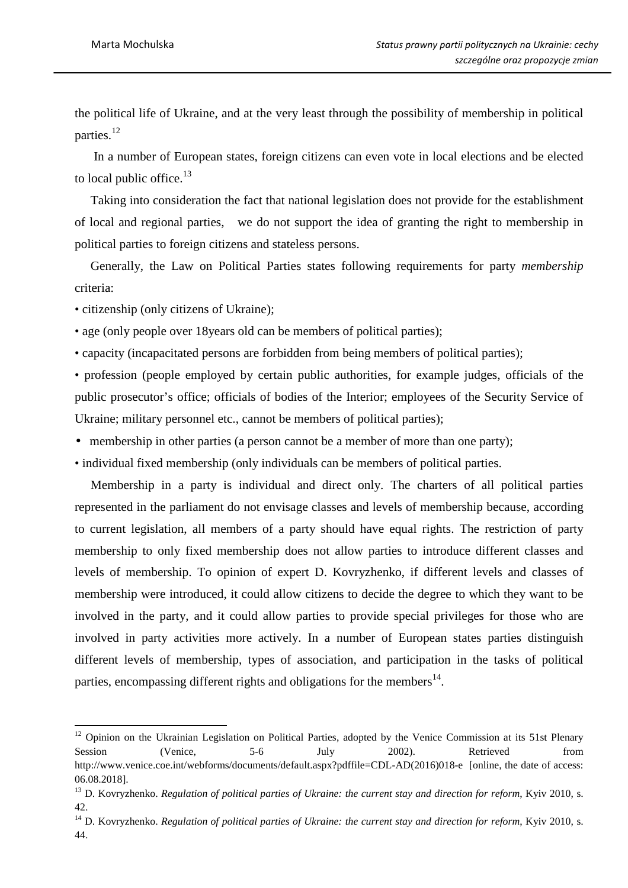the political life of Ukraine, and at the very least through the possibility of membership in political parties.[12]

In a number of European states, foreign citizens can even vote in local elections and be elected to local public office.[13]

Taking into consideration the fact that national legislation does not provide for the establishment of local and regional parties, we do not support the idea of granting the right to membership in political parties to foreign citizens and stateless persons.

Generally, the Law on Political Parties states following requirements for party *membership* criteria:

- citizenship (only citizens of Ukraine);
- age (only people over 18years old can be members of political parties);
- capacity (incapacitated persons are forbidden from being members of political parties);
- profession (people employed by certain public authorities, for example judges, officials of the public prosecutor's office; officials of bodies of the Interior; employees of the Security Service of Ukraine; military personnel etc., cannot be members of political parties);
- membership in other parties (a person cannot be a member of more than one party);
- individual fixed membership (only individuals can be members of political parties.

Membership in a party is individual and direct only. The charters of all political parties represented in the parliament do not envisage classes and levels of membership because, according to current legislation, all members of a party should have equal rights. The restriction of party membership to only fixed membership does not allow parties to introduce different classes and levels of membership. To opinion of expert D. Kovryzhenko, if different levels and classes of membership were introduced, it could allow citizens to decide the degree to which they want to be involved in the party, and it could allow parties to provide special privileges for those who are involved in party activities more actively. In a number of European states parties distinguish different levels of membership, types of association, and participation in the tasks of political parties, encompassing different rights and obligations for the members[14].

---

[12] Opinion on the Ukrainian Legislation on Political Parties, adopted by the Venice Commission at its 51st Plenary Session (Venice, 5-6 July 2002). Retrieved from http://www.venice.coe.int/webforms/documents/default.aspx?pdffile=CDL-AD(2016)018-e [online, the date of access: 06.08.2018].

[13] D. Kovryzhenko. *Regulation of political parties of Ukraine: the current stay and direction for reform*, Kyiv 2010, s. 42.

[14] D. Kovryzhenko. *Regulation of political parties of Ukraine: the current stay and direction for reform*, Kyiv 2010, s. 44.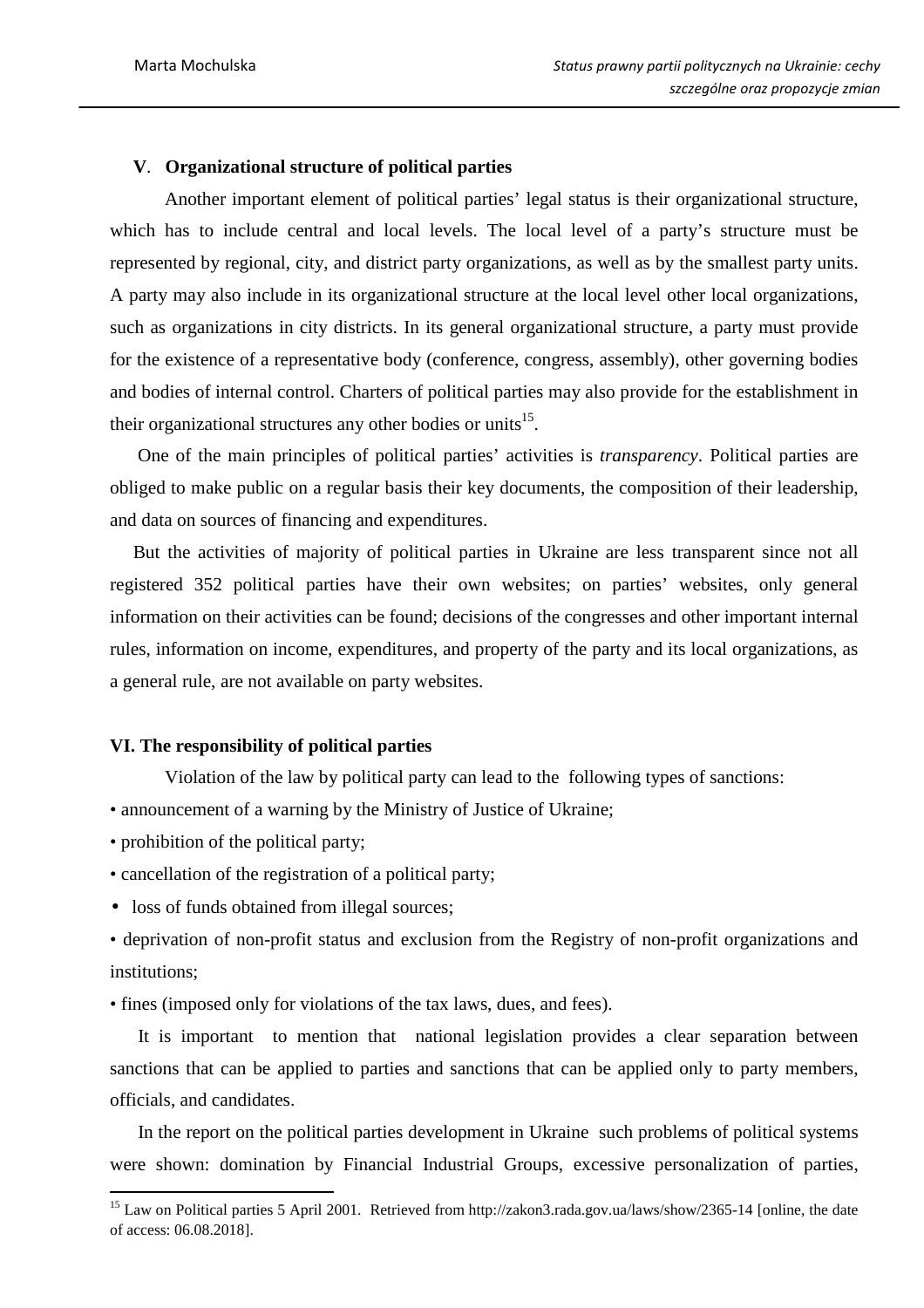## V. Organizational structure of political parties

Another important element of political parties' legal status is their organizational structure, which has to include central and local levels. The local level of a party's structure must be represented by regional, city, and district party organizations, as well as by the smallest party units. A party may also include in its organizational structure at the local level other local organizations, such as organizations in city districts. In its general organizational structure, a party must provide for the existence of a representative body (conference, congress, assembly), other governing bodies and bodies of internal control. Charters of political parties may also provide for the establishment in their organizational structures any other bodies or units[15].

One of the main principles of political parties' activities is *transparency*. Political parties are obliged to make public on a regular basis their key documents, the composition of their leadership, and data on sources of financing and expenditures.

But the activities of majority of political parties in Ukraine are less transparent since not all registered 352 political parties have their own websites; on parties' websites, only general information on their activities can be found; decisions of the congresses and other important internal rules, information on income, expenditures, and property of the party and its local organizations, as a general rule, are not available on party websites.

## VI. The responsibility of political parties

Violation of the law by political party can lead to the following types of sanctions:

- announcement of a warning by the Ministry of Justice of Ukraine;
- prohibition of the political party;
- cancellation of the registration of a political party;
- loss of funds obtained from illegal sources;
- deprivation of non-profit status and exclusion from the Registry of non-profit organizations and institutions;
- fines (imposed only for violations of the tax laws, dues, and fees).

It is important to mention that national legislation provides a clear separation between sanctions that can be applied to parties and sanctions that can be applied only to party members, officials, and candidates.

In the report on the political parties development in Ukraine such problems of political systems were shown: domination by Financial Industrial Groups, excessive personalization of parties,

---

[15] Law on Political parties 5 April 2001. Retrieved from http://zakon3.rada.gov.ua/laws/show/2365-14 [online, the date of access: 06.08.2018].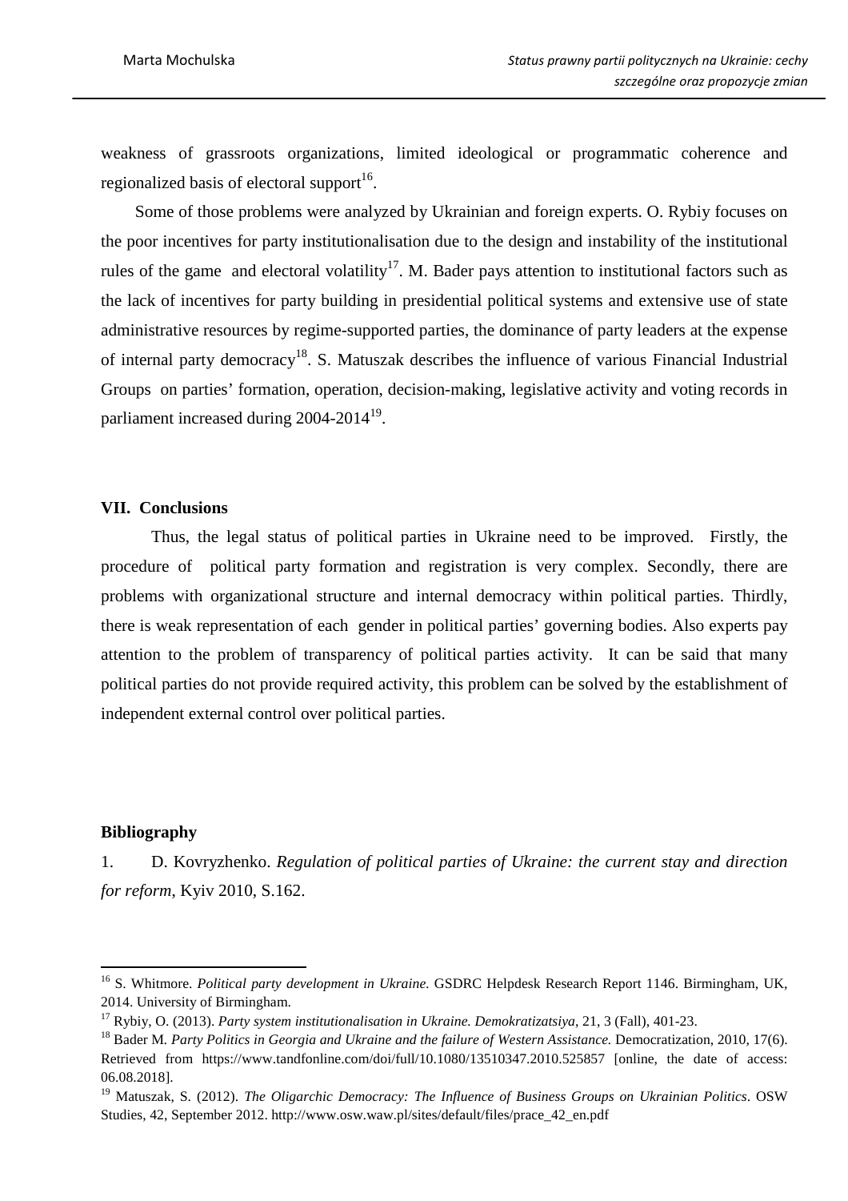weakness of grassroots organizations, limited ideological or programmatic coherence and regionalized basis of electoral support[16].

Some of those problems were analyzed by Ukrainian and foreign experts. O. Rybiy focuses on the poor incentives for party institutionalisation due to the design and instability of the institutional rules of the game and electoral volatility[17]. M. Bader pays attention to institutional factors such as the lack of incentives for party building in presidential political systems and extensive use of state administrative resources by regime-supported parties, the dominance of party leaders at the expense of internal party democracy[18]. S. Matuszak describes the influence of various Financial Industrial Groups on parties' formation, operation, decision-making, legislative activity and voting records in parliament increased during 2004-2014[19].

## VII. Conclusions

Thus, the legal status of political parties in Ukraine need to be improved. Firstly, the procedure of political party formation and registration is very complex. Secondly, there are problems with organizational structure and internal democracy within political parties. Thirdly, there is weak representation of each gender in political parties' governing bodies. Also experts pay attention to the problem of transparency of political parties activity. It can be said that many political parties do not provide required activity, this problem can be solved by the establishment of independent external control over political parties.

## Bibliography

1. D. Kovryzhenko. *Regulation of political parties of Ukraine: the current stay and direction for reform*, Kyiv 2010, S.162.

---

[16] S. Whitmore. *Political party development in Ukraine.* GSDRC Helpdesk Research Report 1146. Birmingham, UK, 2014. University of Birmingham.

[17] Rybiy, O. (2013). *Party system institutionalisation in Ukraine. Demokratizatsiya*, 21, 3 (Fall), 401-23.

[18] Bader M. *Party Politics in Georgia and Ukraine and the failure of Western Assistance.* Democratization, 2010, 17(6). Retrieved from https://www.tandfonline.com/doi/full/10.1080/13510347.2010.525857 [online, the date of access: 06.08.2018].

[19] Matuszak, S. (2012). *The Oligarchic Democracy: The Influence of Business Groups on Ukrainian Politics*. OSW Studies, 42, September 2012. http://www.osw.waw.pl/sites/default/files/prace_42_en.pdf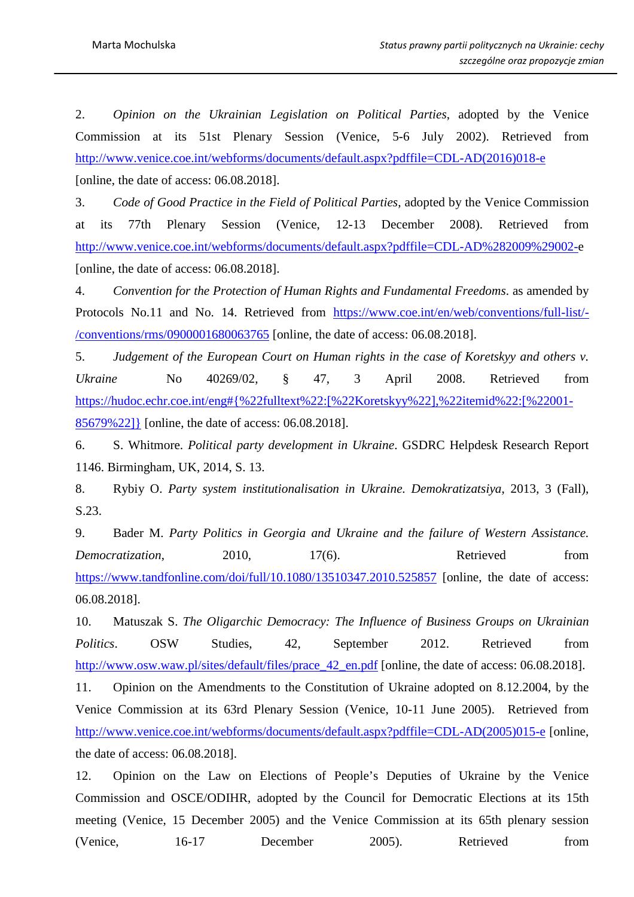2. *Opinion on the Ukrainian Legislation on Political Parties*, adopted by the Venice Commission at its 51st Plenary Session (Venice, 5-6 July 2002). Retrieved from http://www.venice.coe.int/webforms/documents/default.aspx?pdffile=CDL-AD(2016)018-e [online, the date of access: 06.08.2018].

3. *Code of Good Practice in the Field of Political Parties*, adopted by the Venice Commission at its 77th Plenary Session (Venice, 12-13 December 2008). Retrieved from http://www.venice.coe.int/webforms/documents/default.aspx?pdffile=CDL-AD%282009%29002-e [online, the date of access: 06.08.2018].

4. *Convention for the Protection of Human Rights and Fundamental Freedoms*. as amended by Protocols No.11 and No. 14. Retrieved from https://www.coe.int/en/web/conventions/full-list/-/conventions/rms/0900001680063765 [online, the date of access: 06.08.2018].

5. *Judgement of the European Court on Human rights in the case of Koretskyy and others v. Ukraine* No 40269/02, § 47, 3 April 2008. Retrieved from https://hudoc.echr.coe.int/eng#{%22fulltext%22:[%22Koretskyy%22],%22itemid%22:[%22001-85679%22]} [online, the date of access: 06.08.2018].

6. S. Whitmore. *Political party development in Ukraine*. GSDRC Helpdesk Research Report 1146. Birmingham, UK, 2014, S. 13.

8. Rybiy O. *Party system institutionalisation in Ukraine. Demokratizatsiya*, 2013, 3 (Fall), S.23.

9. Bader M. *Party Politics in Georgia and Ukraine and the failure of Western Assistance. Democratization*, 2010, 17(6). Retrieved from https://www.tandfonline.com/doi/full/10.1080/13510347.2010.525857 [online, the date of access: 06.08.2018].

10. Matuszak S. *The Oligarchic Democracy: The Influence of Business Groups on Ukrainian Politics*. OSW Studies, 42, September 2012. Retrieved from http://www.osw.waw.pl/sites/default/files/prace_42_en.pdf [online, the date of access: 06.08.2018].

11. Opinion on the Amendments to the Constitution of Ukraine adopted on 8.12.2004, by the Venice Commission at its 63rd Plenary Session (Venice, 10-11 June 2005). Retrieved from http://www.venice.coe.int/webforms/documents/default.aspx?pdffile=CDL-AD(2005)015-e [online, the date of access: 06.08.2018].

12. Opinion on the Law on Elections of People's Deputies of Ukraine by the Venice Commission and OSCE/ODIHR, adopted by the Council for Democratic Elections at its 15th meeting (Venice, 15 December 2005) and the Venice Commission at its 65th plenary session (Venice, 16-17 December 2005). Retrieved from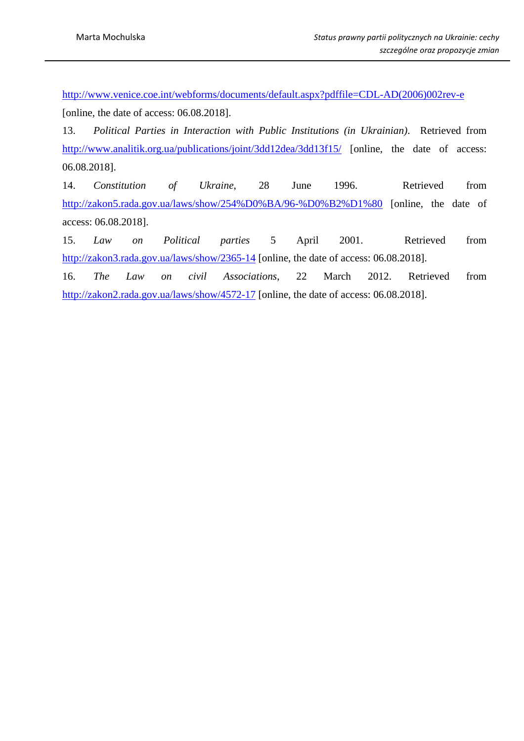http://www.venice.coe.int/webforms/documents/default.aspx?pdffile=CDL-AD(2006)002rev-e [online, the date of access: 06.08.2018].

13. *Political Parties in Interaction with Public Institutions (in Ukrainian)*. Retrieved from http://www.analitik.org.ua/publications/joint/3dd12dea/3dd13f15/ [online, the date of access: 06.08.2018].

14. *Constitution of Ukraine*, 28 June 1996. Retrieved from http://zakon5.rada.gov.ua/laws/show/254%D0%BA/96-%D0%B2%D1%80 [online, the date of access: 06.08.2018].

15. *Law on Political parties* 5 April 2001. Retrieved from http://zakon3.rada.gov.ua/laws/show/2365-14 [online, the date of access: 06.08.2018].

16. *The Law on civil Associations*, 22 March 2012. Retrieved from http://zakon2.rada.gov.ua/laws/show/4572-17 [online, the date of access: 06.08.2018].